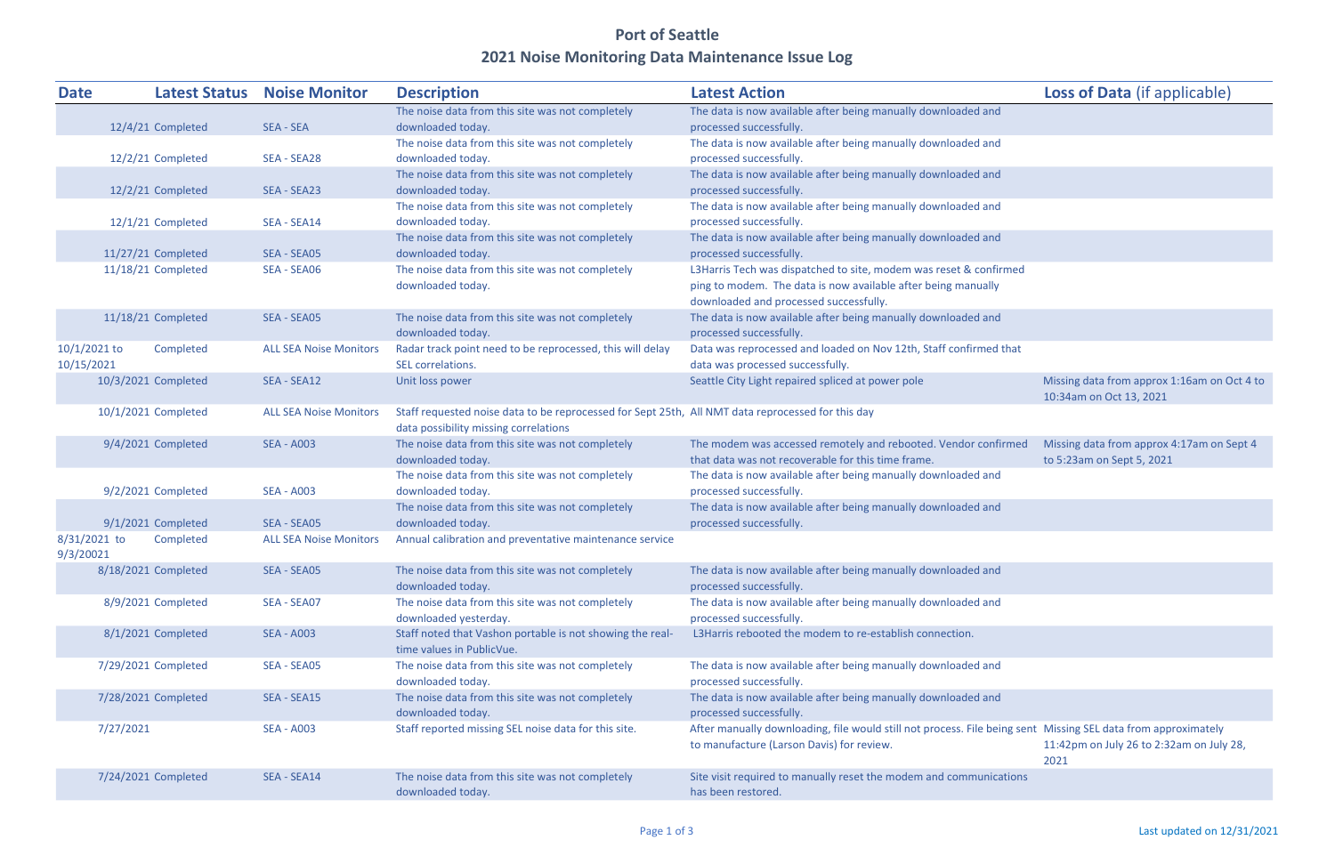# Port of Seattle

## 2021 Noise Monitoring Data Maintenance Issue Log

| Date | Latest Status | Noise Monitor | Description | Latest Action | Loss of Data (if applicable) |
|---|---|---|---|---|---|
| 12/4/21 | Completed | SEA - SEA | The noise data from this site was not completely downloaded today. | The data is now available after being manually downloaded and processed successfully. | |
| 12/2/21 | Completed | SEA - SEA28 | The noise data from this site was not completely downloaded today. | The data is now available after being manually downloaded and processed successfully. | |
| 12/2/21 | Completed | SEA - SEA23 | The noise data from this site was not completely downloaded today. | The data is now available after being manually downloaded and processed successfully. | |
| 12/1/21 | Completed | SEA - SEA14 | The noise data from this site was not completely downloaded today. | The data is now available after being manually downloaded and processed successfully. | |
| 11/27/21 | Completed | SEA - SEA05 | The noise data from this site was not completely downloaded today. | The data is now available after being manually downloaded and processed successfully. | |
| 11/18/21 | Completed | SEA - SEA06 | The noise data from this site was not completely downloaded today. | L3Harris Tech was dispatched to site, modem was reset & confirmed ping to modem. The data is now available after being manually downloaded and processed successfully. | |
| 11/18/21 | Completed | SEA - SEA05 | The noise data from this site was not completely downloaded today. | The data is now available after being manually downloaded and processed successfully. | |
| 10/1/2021 to 10/15/2021 | Completed | ALL SEA Noise Monitors | Radar track point need to be reprocessed, this will delay SEL correlations. | Data was reprocessed and loaded on Nov 12th, Staff confirmed that data was processed successfully. | |
| 10/3/2021 | Completed | SEA - SEA12 | Unit loss power | Seattle City Light repaired spliced at power pole | Missing data from approx 1:16am on Oct 4 to 10:34am on Oct 13, 2021 |
| 10/1/2021 | Completed | ALL SEA Noise Monitors | Staff requested noise data to be reprocessed for Sept 25th, data possibility missing correlations | All NMT data reprocessed for this day | |
| 9/4/2021 | Completed | SEA - A003 | The noise data from this site was not completely downloaded today. | The modem was accessed remotely and rebooted. Vendor confirmed that data was not recoverable for this time frame. | Missing data from approx 4:17am on Sept 4 to 5:23am on Sept 5, 2021 |
| 9/2/2021 | Completed | SEA - A003 | The noise data from this site was not completely downloaded today. | The data is now available after being manually downloaded and processed successfully. | |
| 9/1/2021 | Completed | SEA - SEA05 | The noise data from this site was not completely downloaded today. | The data is now available after being manually downloaded and processed successfully. | |
| 8/31/2021 to 9/3/20021 | Completed | ALL SEA Noise Monitors | Annual calibration and preventative maintenance service | | |
| 8/18/2021 | Completed | SEA - SEA05 | The noise data from this site was not completely downloaded today. | The data is now available after being manually downloaded and processed successfully. | |
| 8/9/2021 | Completed | SEA - SEA07 | The noise data from this site was not completely downloaded yesterday. | The data is now available after being manually downloaded and processed successfully. | |
| 8/1/2021 | Completed | SEA - A003 | Staff noted that Vashon portable is not showing the real-time values in PublicVue. | L3Harris rebooted the modem to re-establish connection. | |
| 7/29/2021 | Completed | SEA - SEA05 | The noise data from this site was not completely downloaded today. | The data is now available after being manually downloaded and processed successfully. | |
| 7/28/2021 | Completed | SEA - SEA15 | The noise data from this site was not completely downloaded today. | The data is now available after being manually downloaded and processed successfully. | |
| 7/27/2021 | | SEA - A003 | Staff reported missing SEL noise data for this site. | After manually downloading, file would still not process. File being sent to manufacture (Larson Davis) for review. | Missing SEL data from approximately 11:42pm on July 26 to 2:32am on July 28, 2021 |
| 7/24/2021 | Completed | SEA - SEA14 | The noise data from this site was not completely downloaded today. | Site visit required to manually reset the modem and communications has been restored. | |

Last updated on 12/31/2021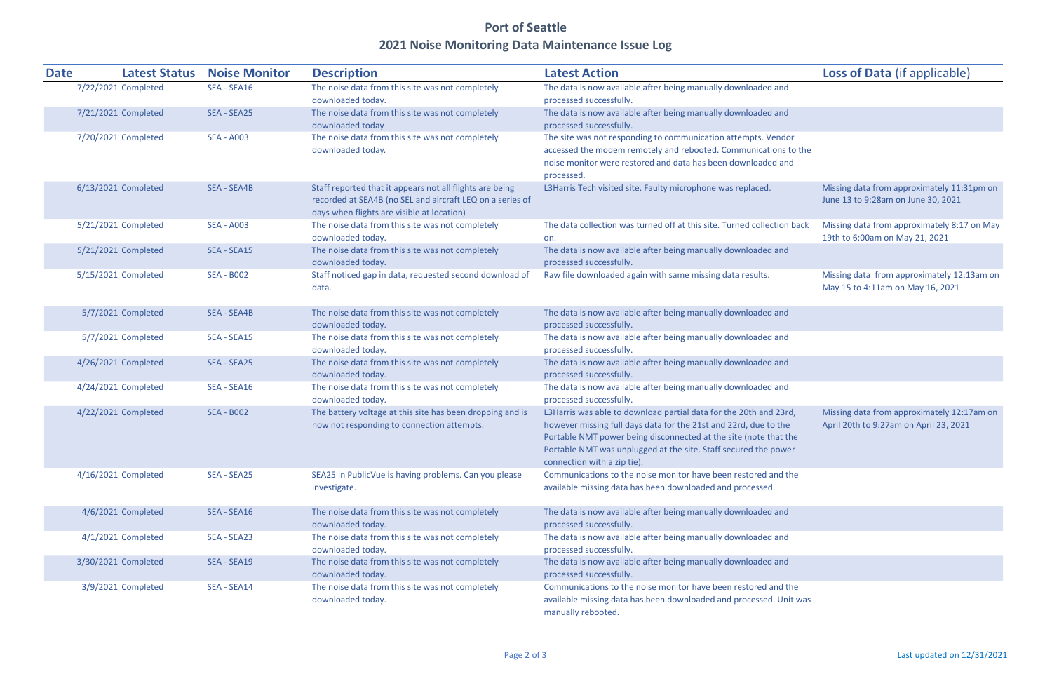# Port of Seattle

## 2021 Noise Monitoring Data Maintenance Issue Log

| Date | Latest Status | Noise Monitor | Description | Latest Action | Loss of Data (if applicable) |
|---|---|---|---|---|---|
| 7/22/2021 | Completed | SEA - SEA16 | The noise data from this site was not completely downloaded today. | The data is now available after being manually downloaded and processed successfully. | |
| 7/21/2021 | Completed | SEA - SEA25 | The noise data from this site was not completely downloaded today | The data is now available after being manually downloaded and processed successfully. | |
| 7/20/2021 | Completed | SEA - A003 | The noise data from this site was not completely downloaded today. | The site was not responding to communication attempts. Vendor accessed the modem remotely and rebooted. Communications to the noise monitor were restored and data has been downloaded and processed. | |
| 6/13/2021 | Completed | SEA - SEA4B | Staff reported that it appears not all flights are being recorded at SEA4B (no SEL and aircraft LEQ on a series of days when flights are visible at location) | L3Harris Tech visited site. Faulty microphone was replaced. | Missing data from approximately 11:31pm on June 13 to 9:28am on June 30, 2021 |
| 5/21/2021 | Completed | SEA - A003 | The noise data from this site was not completely downloaded today. | The data collection was turned off at this site. Turned collection back on. | Missing data from approximately 8:17 on May 19th to 6:00am on May 21, 2021 |
| 5/21/2021 | Completed | SEA - SEA15 | The noise data from this site was not completely downloaded today. | The data is now available after being manually downloaded and processed successfully. | |
| 5/15/2021 | Completed | SEA - B002 | Staff noticed gap in data, requested second download of data. | Raw file downloaded again with same missing data results. | Missing data from approximately 12:13am on May 15 to 4:11am on May 16, 2021 |
| 5/7/2021 | Completed | SEA - SEA4B | The noise data from this site was not completely downloaded today. | The data is now available after being manually downloaded and processed successfully. | |
| 5/7/2021 | Completed | SEA - SEA15 | The noise data from this site was not completely downloaded today. | The data is now available after being manually downloaded and processed successfully. | |
| 4/26/2021 | Completed | SEA - SEA25 | The noise data from this site was not completely downloaded today. | The data is now available after being manually downloaded and processed successfully. | |
| 4/24/2021 | Completed | SEA - SEA16 | The noise data from this site was not completely downloaded today. | The data is now available after being manually downloaded and processed successfully. | |
| 4/22/2021 | Completed | SEA - B002 | The battery voltage at this site has been dropping and is now not responding to connection attempts. | L3Harris was able to download partial data for the 20th and 23rd, however missing full days data for the 21st and 22nd, due to the Portable NMT power being disconnected at the site (note that the Portable NMT was unplugged at the site. Staff secured the power connection with a zip tie). | Missing data from approximately 12:17am on April 20th to 9:27am on April 23, 2021 |
| 4/16/2021 | Completed | SEA - SEA25 | SEA25 in PublicVue is having problems. Can you please investigate. | Communications to the noise monitor have been restored and the available missing data has been downloaded and processed. | |
| 4/6/2021 | Completed | SEA - SEA16 | The noise data from this site was not completely downloaded today. | The data is now available after being manually downloaded and processed successfully. | |
| 4/1/2021 | Completed | SEA - SEA23 | The noise data from this site was not completely downloaded today. | The data is now available after being manually downloaded and processed successfully. | |
| 3/30/2021 | Completed | SEA - SEA19 | The noise data from this site was not completely downloaded today. | The data is now available after being manually downloaded and processed successfully. | |
| 3/9/2021 | Completed | SEA - SEA14 | The noise data from this site was not completely downloaded today. | Communications to the noise monitor have been restored and the available missing data has been downloaded and processed. Unit was manually rebooted. | |

Last updated on 12/31/2021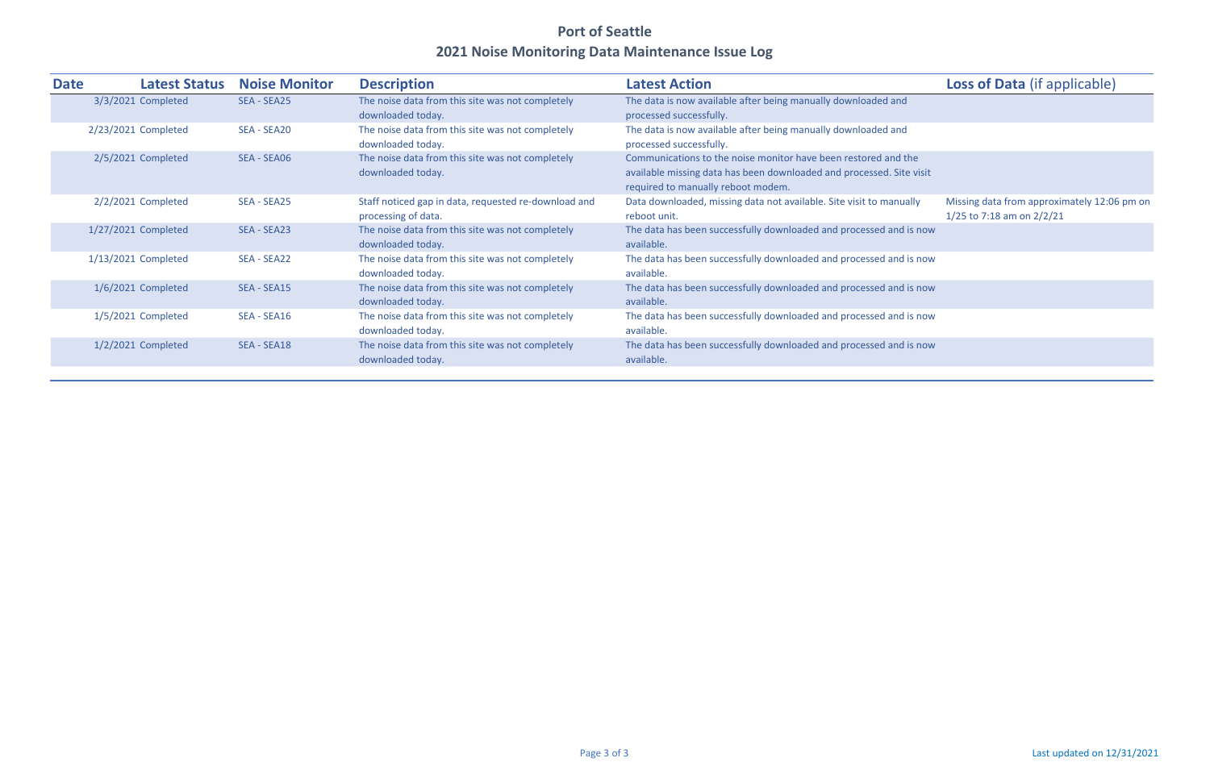# Port of Seattle

## 2021 Noise Monitoring Data Maintenance Issue Log

| Date | Latest Status | Noise Monitor | Description | Latest Action | Loss of Data (if applicable) |
|---|---|---|---|---|---|
| 3/3/2021 | Completed | SEA - SEA25 | The noise data from this site was not completely downloaded today. | The data is now available after being manually downloaded and processed successfully. | |
| 2/23/2021 | Completed | SEA - SEA20 | The noise data from this site was not completely downloaded today. | The data is now available after being manually downloaded and processed successfully. | |
| 2/5/2021 | Completed | SEA - SEA06 | The noise data from this site was not completely downloaded today. | Communications to the noise monitor have been restored and the available missing data has been downloaded and processed. Site visit required to manually reboot modem. | |
| 2/2/2021 | Completed | SEA - SEA25 | Staff noticed gap in data, requested re-download and processing of data. | Data downloaded, missing data not available. Site visit to manually reboot unit. | Missing data from approximately 12:06 pm on 1/25 to 7:18 am on 2/2/21 |
| 1/27/2021 | Completed | SEA - SEA23 | The noise data from this site was not completely downloaded today. | The data has been successfully downloaded and processed and is now available. | |
| 1/13/2021 | Completed | SEA - SEA22 | The noise data from this site was not completely downloaded today. | The data has been successfully downloaded and processed and is now available. | |
| 1/6/2021 | Completed | SEA - SEA15 | The noise data from this site was not completely downloaded today. | The data has been successfully downloaded and processed and is now available. | |
| 1/5/2021 | Completed | SEA - SEA16 | The noise data from this site was not completely downloaded today. | The data has been successfully downloaded and processed and is now available. | |
| 1/2/2021 | Completed | SEA - SEA18 | The noise data from this site was not completely downloaded today. | The data has been successfully downloaded and processed and is now available. | |

Last updated on 12/31/2021